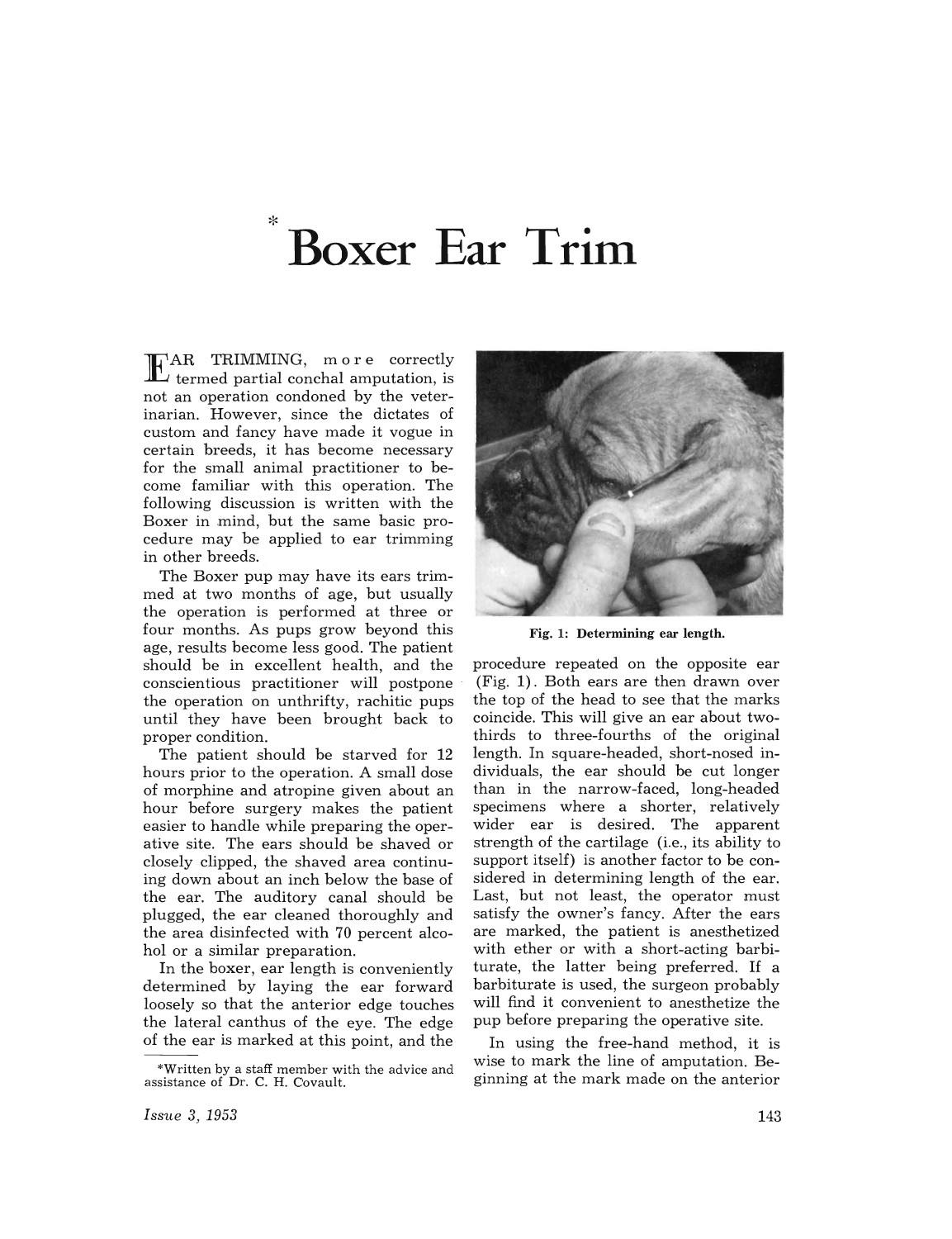# Boxer Ear Trim*

EAR TRIMMING, more correctly termed partial conchal amputation, is not an operation condoned by the veterinarian. However, since the dictates of custom and fancy have made it vogue in certain breeds, it has become necessary for the small animal practitioner to become familiar with this operation. The following discussion is written with the Boxer in mind, but the same basic procedure may be applied to ear trimming in other breeds.

The Boxer pup may have its ears trimmed at two months of age, but usually the operation is performed at three or four months. As pups grow beyond this age, results become less good. The patient should be in excellent health, and the conscientious practitioner will postpone the operation on unthrifty, rachitic pups until they have been brought back to proper condition.

The patient should be starved for 12 hours prior to the operation. A small dose of morphine and atropine given about an hour before surgery makes the patient easier to handle while preparing the operative site. The ears should be shaved or closely clipped, the shaved area continuing down about an inch below the base of the ear. The auditory canal should be plugged, the ear cleaned thoroughly and the area disinfected with 70 percent alcohol or a similar preparation.

In the boxer, ear length is conveniently determined by laying the ear forward loosely so that the anterior edge touches the lateral canthus of the eye. The edge of the ear is marked at this point, and the procedure repeated on the opposite ear (Fig. 1). Both ears are then drawn over the top of the head to see that the marks coincide. This will give an ear about two-thirds to three-fourths of the original length. In square-headed, short-nosed individuals, the ear should be cut longer than in the narrow-faced, long-headed specimens where a shorter, relatively wider ear is desired. The apparent strength of the cartilage (i.e., its ability to support itself) is another factor to be considered in determining length of the ear. Last, but not least, the operator must satisfy the owner's fancy. After the ears are marked, the patient is anesthetized with ether or with a short-acting barbiturate, the latter being preferred. If a barbiturate is used, the surgeon probably will find it convenient to anesthetize the pup before preparing the operative site.

Fig. 1: Determining ear length.

In using the free-hand method, it is wise to mark the line of amputation. Beginning at the mark made on the anterior

*Written by a staff member with the advice and assistance of Dr. C. H. Covault.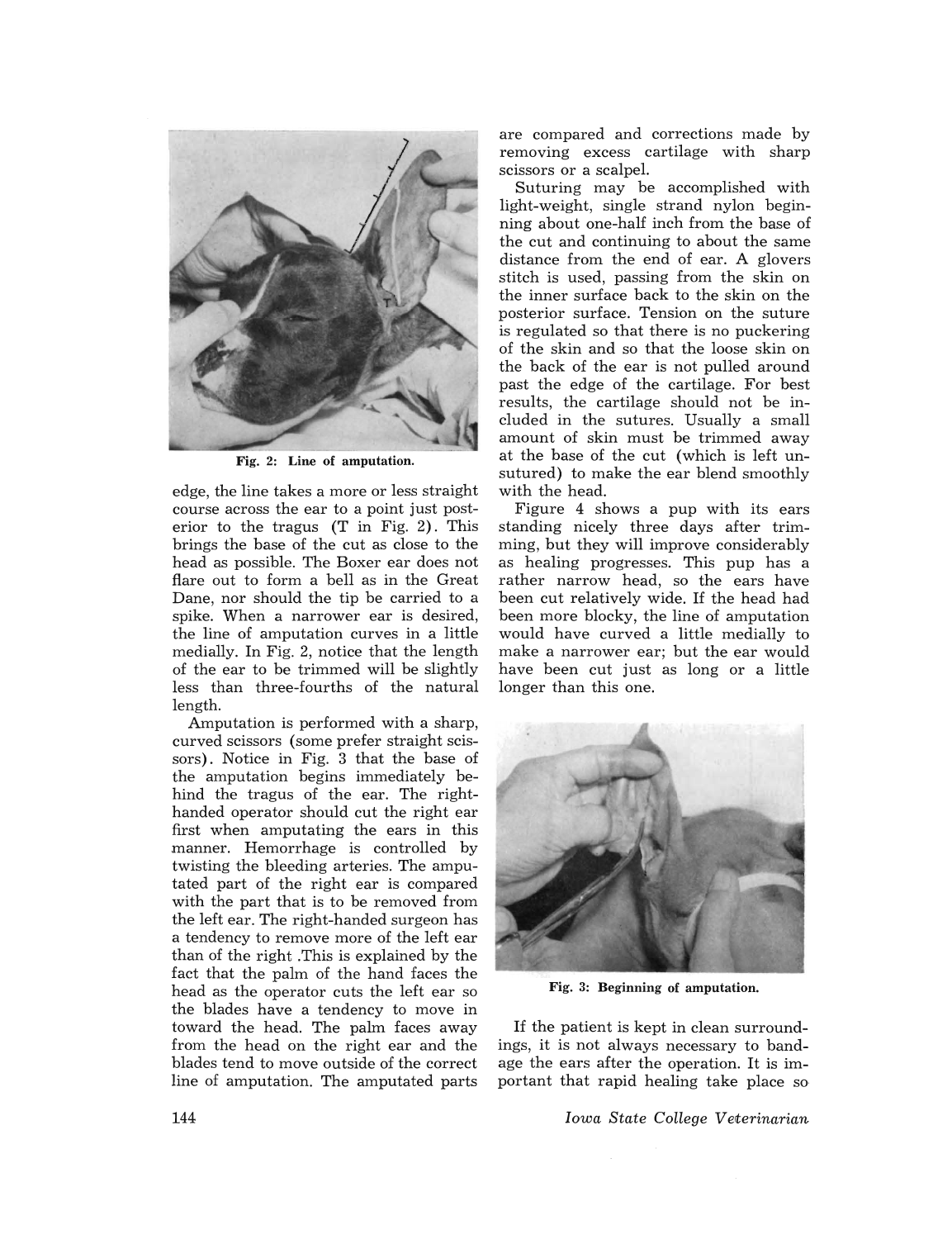Fig. 2: Line of amputation.

edge, the line takes a more or less straight course across the ear to a point just posterior to the tragus (T in Fig. 2). This brings the base of the cut as close to the head as possible. The Boxer ear does not flare out to form a bell as in the Great Dane, nor should the tip be carried to a spike. When a narrower ear is desired, the line of amputation curves in a little medially. In Fig. 2, notice that the length of the ear to be trimmed will be slightly less than three-fourths of the natural length.

Amputation is performed with a sharp, curved scissors (some prefer straight scissors). Notice in Fig. 3 that the base of the amputation begins immediately behind the tragus of the ear. The right-handed operator should cut the right ear first when amputating the ears in this manner. Hemorrhage is controlled by twisting the bleeding arteries. The amputated part of the right ear is compared with the part that is to be removed from the left ear. The right-handed surgeon has a tendency to remove more of the left ear than of the right .This is explained by the fact that the palm of the hand faces the head as the operator cuts the left ear so the blades have a tendency to move in toward the head. The palm faces away from the head on the right ear and the blades tend to move outside of the correct line of amputation. The amputated parts are compared and corrections made by removing excess cartilage with sharp scissors or a scalpel.

Suturing may be accomplished with light-weight, single strand nylon beginning about one-half inch from the base of the cut and continuing to about the same distance from the end of ear. A glovers stitch is used, passing from the skin on the inner surface back to the skin on the posterior surface. Tension on the suture is regulated so that there is no puckering of the skin and so that the loose skin on the back of the ear is not pulled around past the edge of the cartilage. For best results, the cartilage should not be included in the sutures. Usually a small amount of skin must be trimmed away at the base of the cut (which is left unsutured) to make the ear blend smoothly with the head.

Figure 4 shows a pup with its ears standing nicely three days after trimming, but they will improve considerably as healing progresses. This pup has a rather narrow head, so the ears have been cut relatively wide. If the head had been more blocky, the line of amputation would have curved a little medially to make a narrower ear; but the ear would have been cut just as long or a little longer than this one.

Fig. 3: Beginning of amputation.

If the patient is kept in clean surroundings, it is not always necessary to bandage the ears after the operation. It is important that rapid healing take place so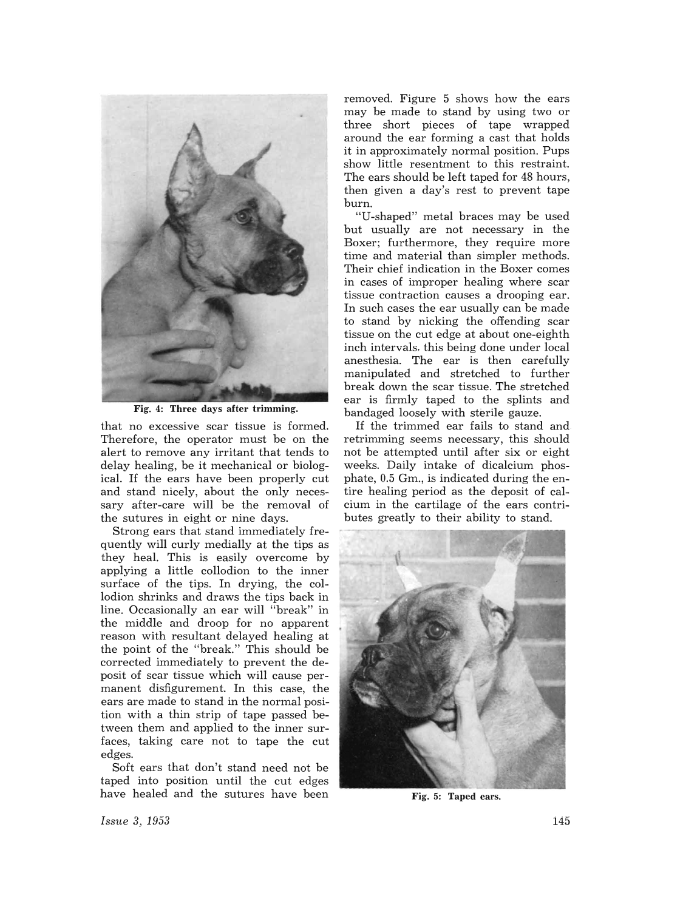Fig. 4: Three days after trimming.

that no excessive scar tissue is formed. Therefore, the operator must be on the alert to remove any irritant that tends to delay healing, be it mechanical or biological. If the ears have been properly cut and stand nicely, about the only necessary after-care will be the removal of the sutures in eight or nine days.

Strong ears that stand immediately frequently will curly medially at the tips as they heal. This is easily overcome by applying a little collodion to the inner surface of the tips. In drying, the collodion shrinks and draws the tips back in line. Occasionally an ear will "break" in the middle and droop for no apparent reason with resultant delayed healing at the point of the "break." This should be corrected immediately to prevent the deposit of scar tissue which will cause permanent disfigurement. In this case, the ears are made to stand in the normal position with a thin strip of tape passed between them and applied to the inner surfaces, taking care not to tape the cut edges.

Soft ears that don't stand need not be taped into position until the cut edges have healed and the sutures have been removed. Figure 5 shows how the ears may be made to stand by using two or three short pieces of tape wrapped around the ear forming a cast that holds it in approximately normal position. Pups show little resentment to this restraint. The ears should be left taped for 48 hours, then given a day's rest to prevent tape burn.

"U-shaped" metal braces may be used but usually are not necessary in the Boxer; furthermore, they require more time and material than simpler methods. Their chief indication in the Boxer comes in cases of improper healing where scar tissue contraction causes a drooping ear. In such cases the ear usually can be made to stand by nicking the offending scar tissue on the cut edge at about one-eighth inch intervals, this being done under local anesthesia. The ear is then carefully manipulated and stretched to further break down the scar tissue. The stretched ear is firmly taped to the splints and bandaged loosely with sterile gauze.

If the trimmed ear fails to stand and retrimming seems necessary, this should not be attempted until after six or eight weeks. Daily intake of dicalcium phosphate, 0.5 Gm., is indicated during the entire healing period as the deposit of calcium in the cartilage of the ears contributes greatly to their ability to stand.

Fig. 5: Taped ears.